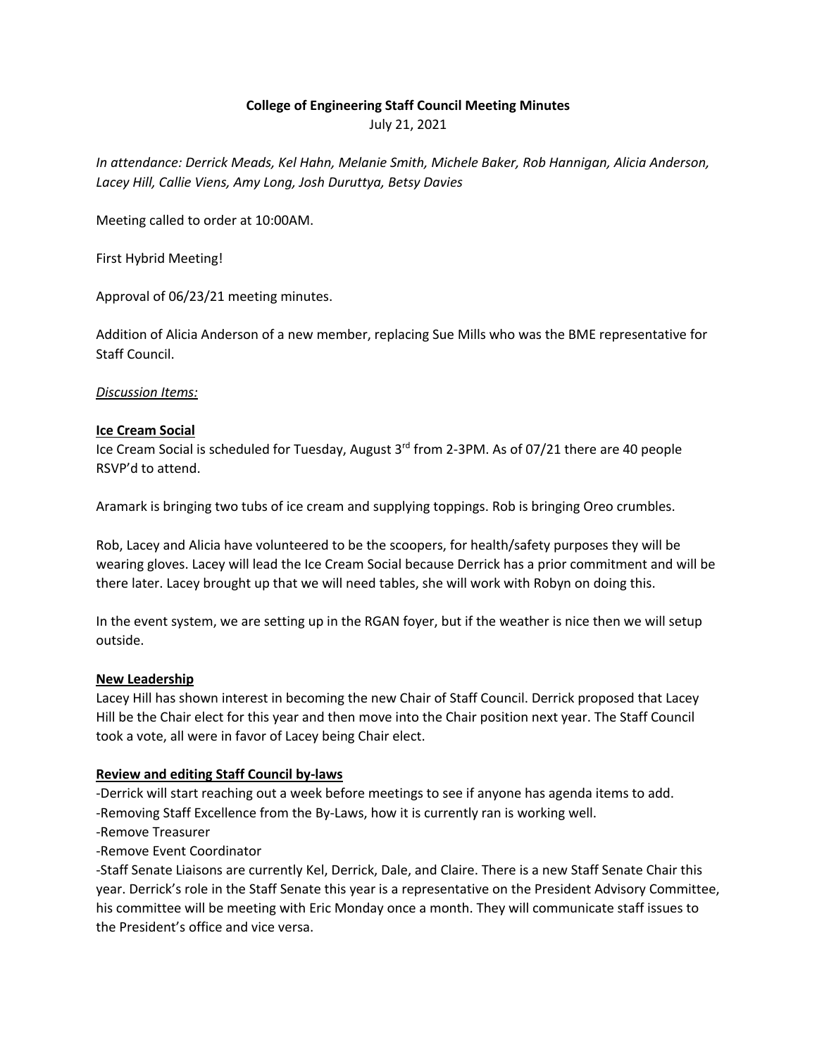# College of Engineering Staff Council Meeting Minutes

July 21, 2021

*In attendance: Derrick Meads, Kel Hahn, Melanie Smith, Michele Baker, Rob Hannigan, Alicia Anderson, Lacey Hill, Callie Viens, Amy Long, Josh Duruttya, Betsy Davies*

Meeting called to order at 10:00AM.

First Hybrid Meeting!

Approval of 06/23/21 meeting minutes.

Addition of Alicia Anderson of a new member, replacing Sue Mills who was the BME representative for Staff Council.

*Discussion Items:*

**Ice Cream Social**

Ice Cream Social is scheduled for Tuesday, August 3rd from 2-3PM. As of 07/21 there are 40 people RSVP'd to attend.

Aramark is bringing two tubs of ice cream and supplying toppings. Rob is bringing Oreo crumbles.

Rob, Lacey and Alicia have volunteered to be the scoopers, for health/safety purposes they will be wearing gloves. Lacey will lead the Ice Cream Social because Derrick has a prior commitment and will be there later. Lacey brought up that we will need tables, she will work with Robyn on doing this.

In the event system, we are setting up in the RGAN foyer, but if the weather is nice then we will setup outside.

**New Leadership**

Lacey Hill has shown interest in becoming the new Chair of Staff Council. Derrick proposed that Lacey Hill be the Chair elect for this year and then move into the Chair position next year. The Staff Council took a vote, all were in favor of Lacey being Chair elect.

**Review and editing Staff Council by-laws**

-Derrick will start reaching out a week before meetings to see if anyone has agenda items to add.
-Removing Staff Excellence from the By-Laws, how it is currently ran is working well.
-Remove Treasurer
-Remove Event Coordinator
-Staff Senate Liaisons are currently Kel, Derrick, Dale, and Claire. There is a new Staff Senate Chair this year. Derrick's role in the Staff Senate this year is a representative on the President Advisory Committee, his committee will be meeting with Eric Monday once a month. They will communicate staff issues to the President's office and vice versa.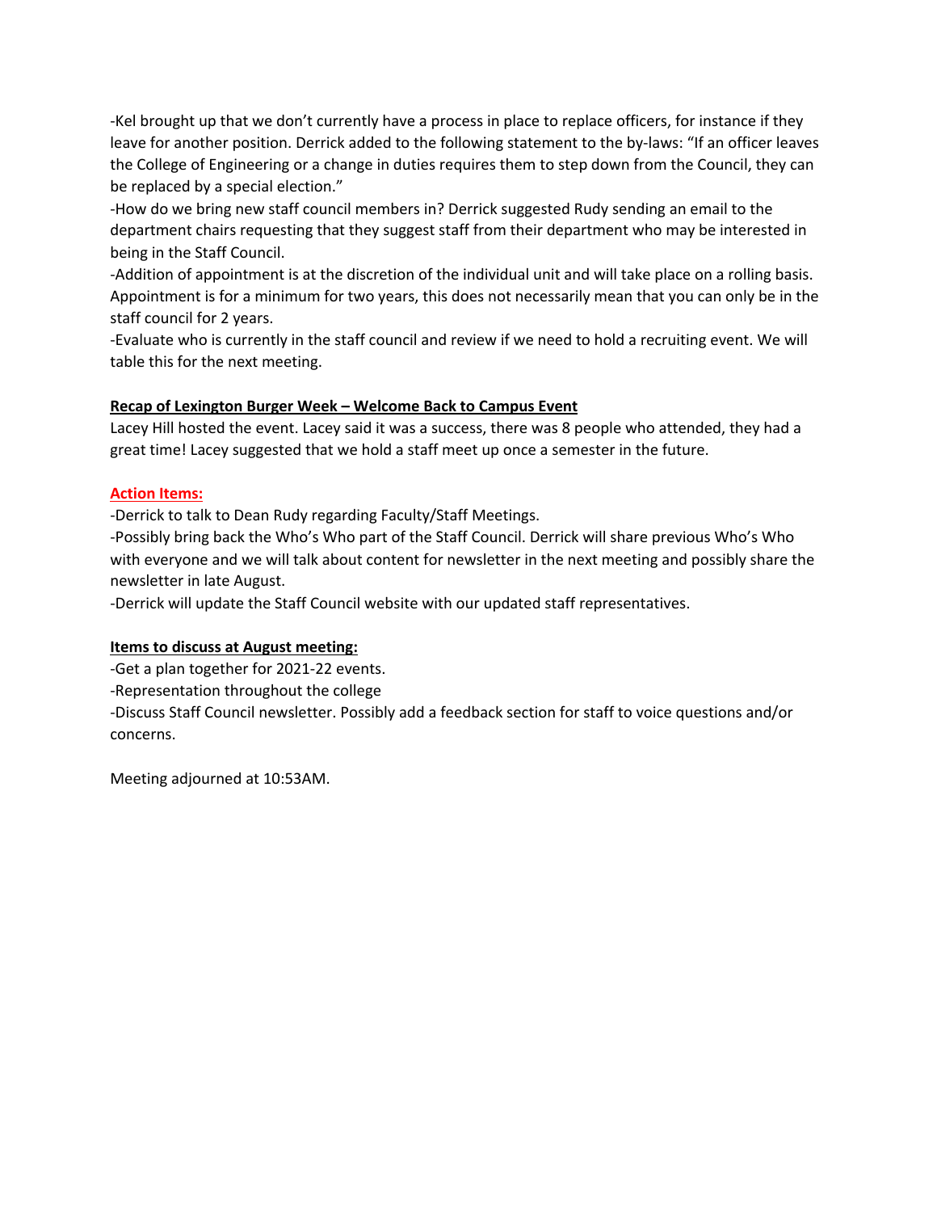-Kel brought up that we don't currently have a process in place to replace officers, for instance if they leave for another position. Derrick added to the following statement to the by-laws: "If an officer leaves the College of Engineering or a change in duties requires them to step down from the Council, they can be replaced by a special election."

-How do we bring new staff council members in? Derrick suggested Rudy sending an email to the department chairs requesting that they suggest staff from their department who may be interested in being in the Staff Council.

-Addition of appointment is at the discretion of the individual unit and will take place on a rolling basis. Appointment is for a minimum for two years, this does not necessarily mean that you can only be in the staff council for 2 years.

-Evaluate who is currently in the staff council and review if we need to hold a recruiting event. We will table this for the next meeting.

**Recap of Lexington Burger Week – Welcome Back to Campus Event**

Lacey Hill hosted the event. Lacey said it was a success, there was 8 people who attended, they had a great time! Lacey suggested that we hold a staff meet up once a semester in the future.

**Action Items:**

-Derrick to talk to Dean Rudy regarding Faculty/Staff Meetings.

-Possibly bring back the Who's Who part of the Staff Council. Derrick will share previous Who's Who with everyone and we will talk about content for newsletter in the next meeting and possibly share the newsletter in late August.

-Derrick will update the Staff Council website with our updated staff representatives.

**Items to discuss at August meeting:**

-Get a plan together for 2021-22 events.

-Representation throughout the college

-Discuss Staff Council newsletter. Possibly add a feedback section for staff to voice questions and/or concerns.

Meeting adjourned at 10:53AM.